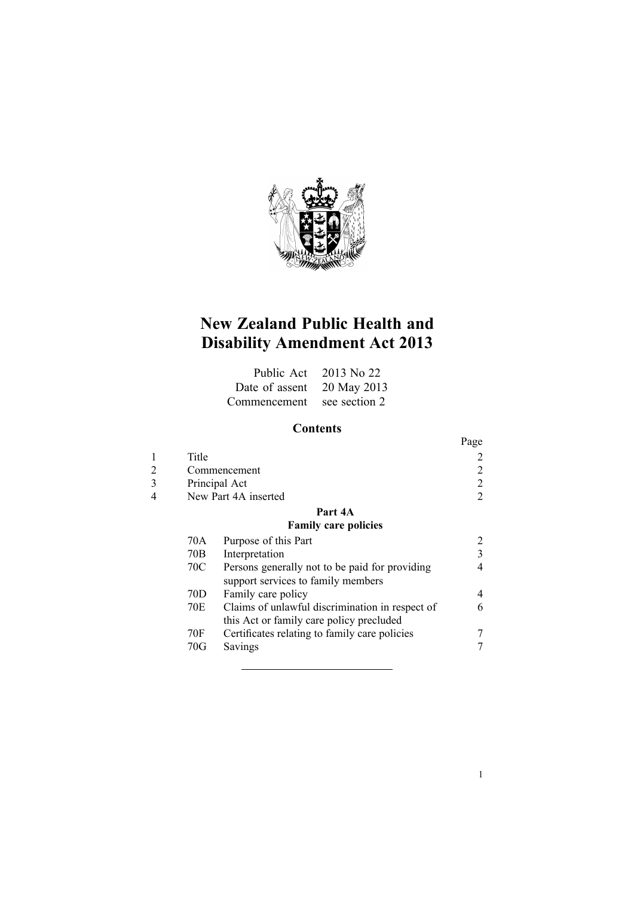# New Zealand Public Health and Disability Amendment Act 2013

Public Act 2013 No 22
Date of assent 20 May 2013
Commencement see section 2

## Contents

| | | | Page |
|---|---|---|---|
| 1 | Title | | 2 |
| 2 | Commencement | | 2 |
| 3 | Principal Act | | 2 |
| 4 | New Part 4A inserted | | 2 |
| | | **Part 4A** | |
| | | **Family care policies** | |
| | 70A | Purpose of this Part | 2 |
| | 70B | Interpretation | 3 |
| | 70C | Persons generally not to be paid for providing support services to family members | 4 |
| | 70D | Family care policy | 4 |
| | 70E | Claims of unlawful discrimination in respect of this Act or family care policy precluded | 6 |
| | 70F | Certificates relating to family care policies | 7 |
| | 70G | Savings | 7 |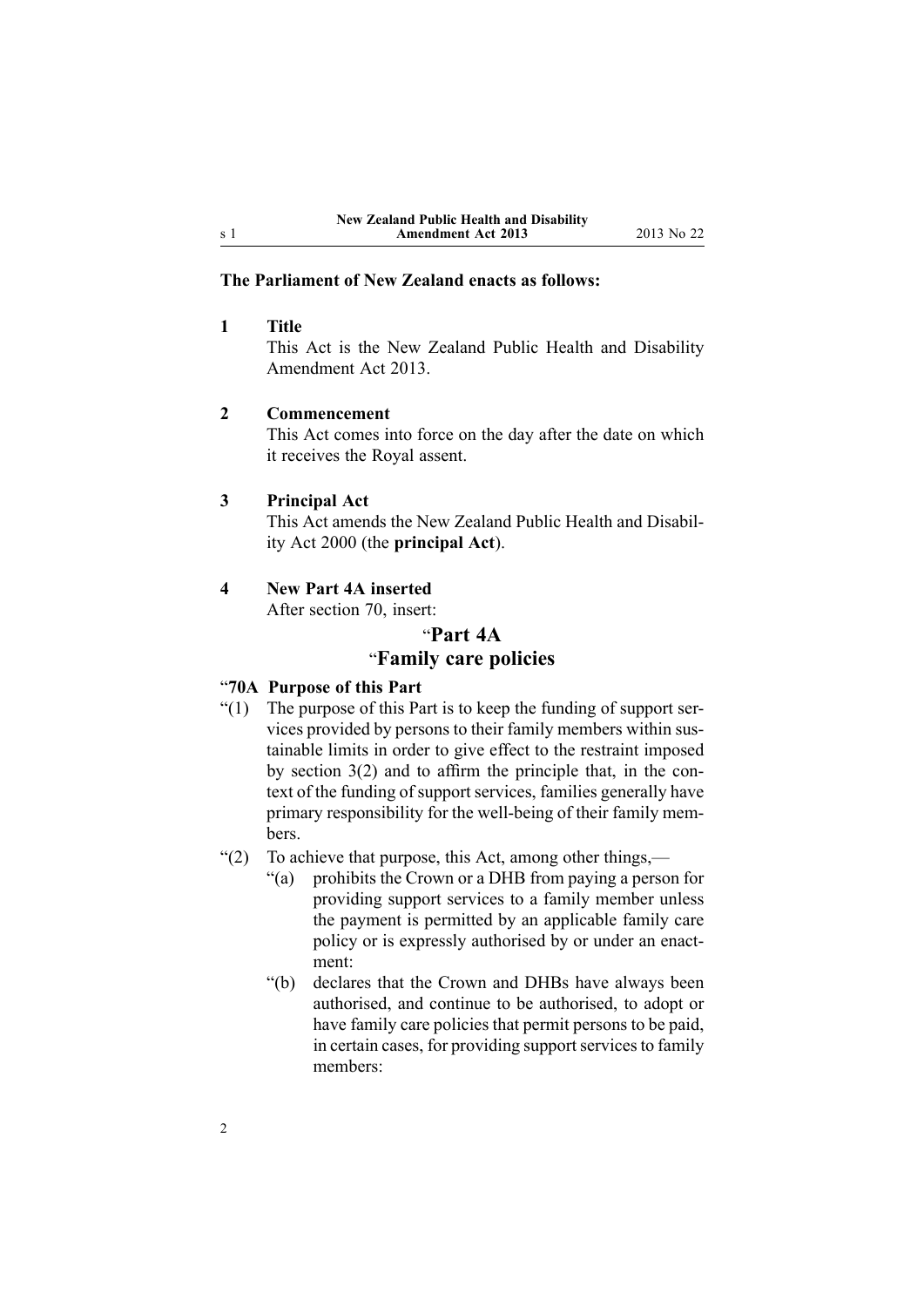**The Parliament of New Zealand enacts as follows:**

**1 Title**

This Act is the New Zealand Public Health and Disability Amendment Act 2013.

**2 Commencement**

This Act comes into force on the day after the date on which it receives the Royal assent.

**3 Principal Act**

This Act amends the New Zealand Public Health and Disability Act 2000 (the **principal Act**).

**4 New Part 4A inserted**

After section 70, insert:

## "Part 4A
## "Family care policies

**"70A Purpose of this Part**

"(1) The purpose of this Part is to keep the funding of support services provided by persons to their family members within sustainable limits in order to give effect to the restraint imposed by section 3(2) and to affirm the principle that, in the context of the funding of support services, families generally have primary responsibility for the well-being of their family members.

"(2) To achieve that purpose, this Act, among other things,—

"(a) prohibits the Crown or a DHB from paying a person for providing support services to a family member unless the payment is permitted by an applicable family care policy or is expressly authorised by or under an enactment:

"(b) declares that the Crown and DHBs have always been authorised, and continue to be authorised, to adopt or have family care policies that permit persons to be paid, in certain cases, for providing support services to family members: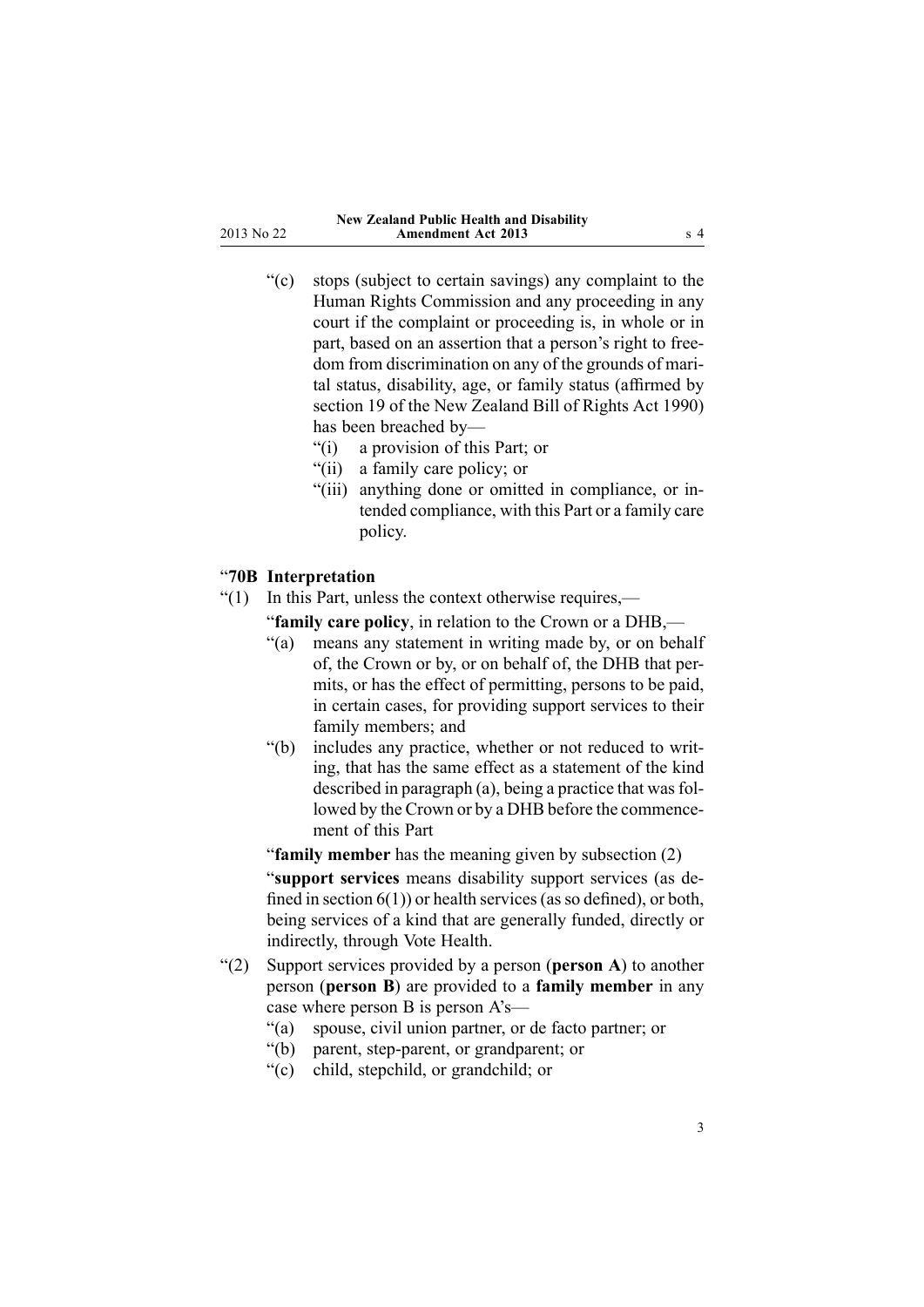“(c) stops (subject to certain savings) any complaint to the Human Rights Commission and any proceeding in any court if the complaint or proceeding is, in whole or in part, based on an assertion that a person’s right to freedom from discrimination on any of the grounds of marital status, disability, age, or family status (affirmed by section 19 of the New Zealand Bill of Rights Act 1990) has been breached by—

“(i) a provision of this Part; or

“(ii) a family care policy; or

“(iii) anything done or omitted in compliance, or intended compliance, with this Part or a family care policy.

### “**70B Interpretation**

“(1) In this Part, unless the context otherwise requires,—

“**family care policy**, in relation to the Crown or a DHB,—

“(a) means any statement in writing made by, or on behalf of, the Crown or by, or on behalf of, the DHB that permits, or has the effect of permitting, persons to be paid, in certain cases, for providing support services to their family members; and

“(b) includes any practice, whether or not reduced to writing, that has the same effect as a statement of the kind described in paragraph (a), being a practice that was followed by the Crown or by a DHB before the commencement of this Part

“**family member** has the meaning given by subsection (2)

“**support services** means disability support services (as defined in section 6(1)) or health services (as so defined), or both, being services of a kind that are generally funded, directly or indirectly, through Vote Health.

“(2) Support services provided by a person (**person A**) to another person (**person B**) are provided to a **family member** in any case where person B is person A’s—

“(a) spouse, civil union partner, or de facto partner; or

“(b) parent, step-parent, or grandparent; or

“(c) child, stepchild, or grandchild; or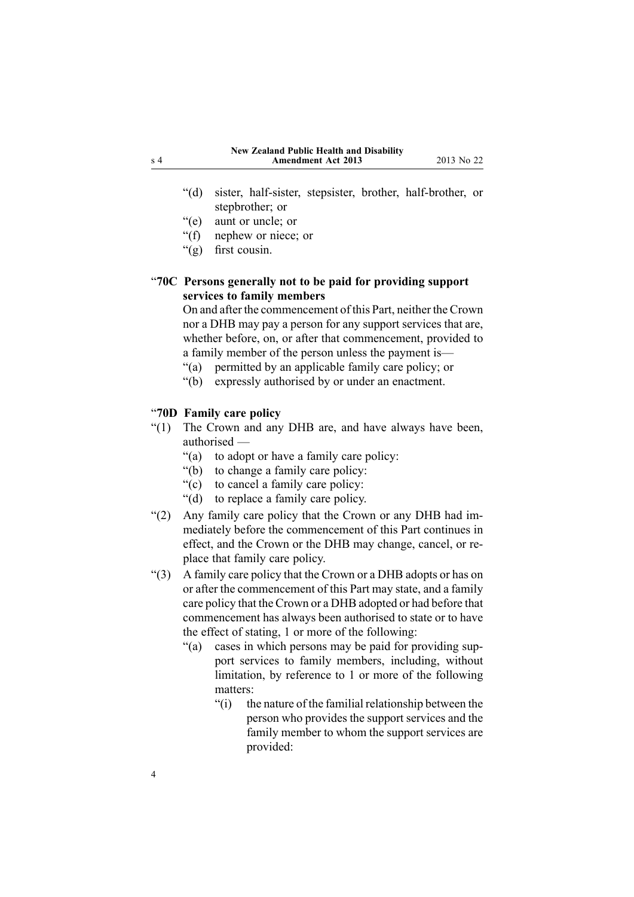“(d) sister, half-sister, stepsister, brother, half-brother, or stepbrother; or

“(e) aunt or uncle; or

“(f) nephew or niece; or

“(g) first cousin.

### “70C Persons generally not to be paid for providing support services to family members

On and after the commencement of this Part, neither the Crown nor a DHB may pay a person for any support services that are, whether before, on, or after that commencement, provided to a family member of the person unless the payment is—

“(a) permitted by an applicable family care policy; or

“(b) expressly authorised by or under an enactment.

### “70D Family care policy

“(1) The Crown and any DHB are, and have always have been, authorised —

“(a) to adopt or have a family care policy:

“(b) to change a family care policy:

“(c) to cancel a family care policy:

“(d) to replace a family care policy.

“(2) Any family care policy that the Crown or any DHB had immediately before the commencement of this Part continues in effect, and the Crown or the DHB may change, cancel, or replace that family care policy.

“(3) A family care policy that the Crown or a DHB adopts or has on or after the commencement of this Part may state, and a family care policy that the Crown or a DHB adopted or had before that commencement has always been authorised to state or to have the effect of stating, 1 or more of the following:

“(a) cases in which persons may be paid for providing support services to family members, including, without limitation, by reference to 1 or more of the following matters:

“(i) the nature of the familial relationship between the person who provides the support services and the family member to whom the support services are provided: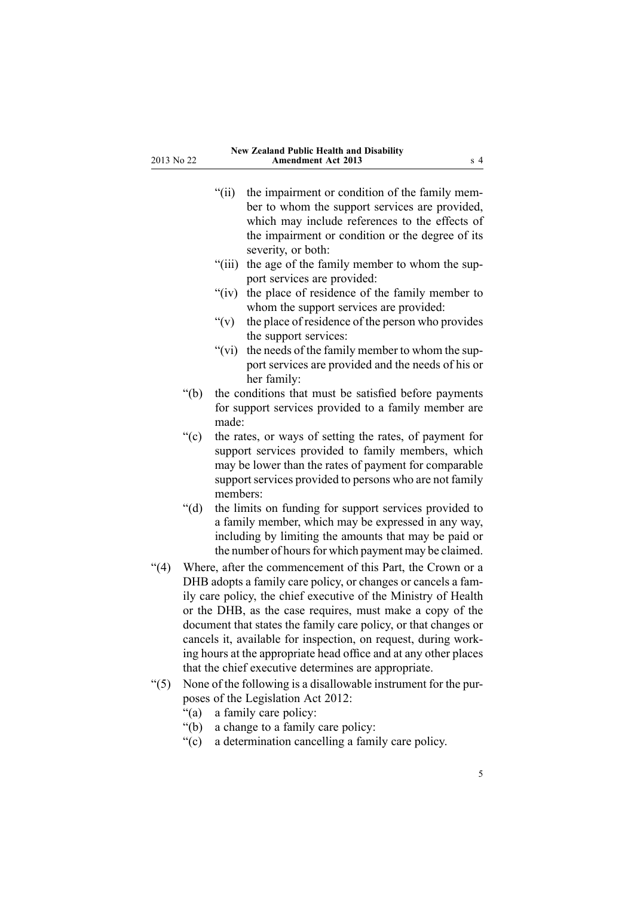"(ii) the impairment or condition of the family member to whom the support services are provided, which may include references to the effects of the impairment or condition or the degree of its severity, or both:

"(iii) the age of the family member to whom the support services are provided:

"(iv) the place of residence of the family member to whom the support services are provided:

"(v) the place of residence of the person who provides the support services:

"(vi) the needs of the family member to whom the support services are provided and the needs of his or her family:

"(b) the conditions that must be satisfied before payments for support services provided to a family member are made:

"(c) the rates, or ways of setting the rates, of payment for support services provided to family members, which may be lower than the rates of payment for comparable support services provided to persons who are not family members:

"(d) the limits on funding for support services provided to a family member, which may be expressed in any way, including by limiting the amounts that may be paid or the number of hours for which payment may be claimed.

"(4) Where, after the commencement of this Part, the Crown or a DHB adopts a family care policy, or changes or cancels a family care policy, the chief executive of the Ministry of Health or the DHB, as the case requires, must make a copy of the document that states the family care policy, or that changes or cancels it, available for inspection, on request, during working hours at the appropriate head office and at any other places that the chief executive determines are appropriate.

"(5) None of the following is a disallowable instrument for the purposes of the Legislation Act 2012:

"(a) a family care policy:

"(b) a change to a family care policy:

"(c) a determination cancelling a family care policy.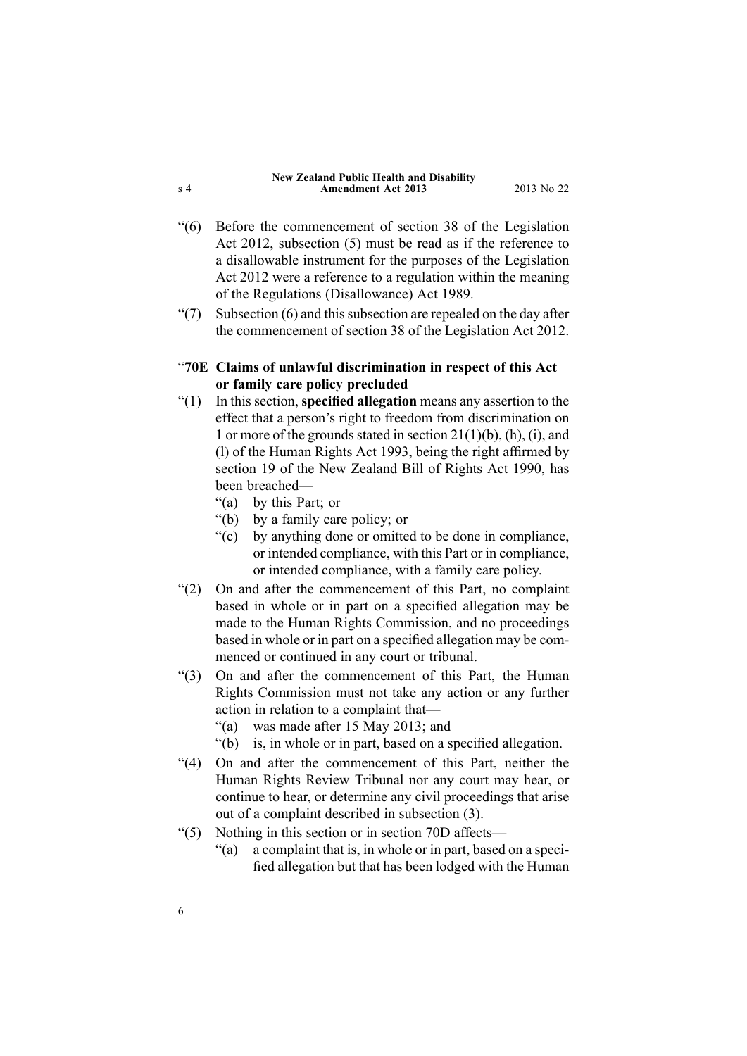“(6) Before the commencement of section 38 of the Legislation Act 2012, subsection (5) must be read as if the reference to a disallowable instrument for the purposes of the Legislation Act 2012 were a reference to a regulation within the meaning of the Regulations (Disallowance) Act 1989.

“(7) Subsection (6) and this subsection are repealed on the day after the commencement of section 38 of the Legislation Act 2012.

### “70E Claims of unlawful discrimination in respect of this Act or family care policy precluded

“(1) In this section, **specified allegation** means any assertion to the effect that a person’s right to freedom from discrimination on 1 or more of the grounds stated in section 21(1)(b), (h), (i), and (l) of the Human Rights Act 1993, being the right affirmed by section 19 of the New Zealand Bill of Rights Act 1990, has been breached—

- “(a) by this Part; or
- “(b) by a family care policy; or
- “(c) by anything done or omitted to be done in compliance, or intended compliance, with this Part or in compliance, or intended compliance, with a family care policy.

“(2) On and after the commencement of this Part, no complaint based in whole or in part on a specified allegation may be made to the Human Rights Commission, and no proceedings based in whole or in part on a specified allegation may be commenced or continued in any court or tribunal.

“(3) On and after the commencement of this Part, the Human Rights Commission must not take any action or any further action in relation to a complaint that—

- “(a) was made after 15 May 2013; and
- “(b) is, in whole or in part, based on a specified allegation.

“(4) On and after the commencement of this Part, neither the Human Rights Review Tribunal nor any court may hear, or continue to hear, or determine any civil proceedings that arise out of a complaint described in subsection (3).

“(5) Nothing in this section or in section 70D affects—

- “(a) a complaint that is, in whole or in part, based on a specified allegation but that has been lodged with the Human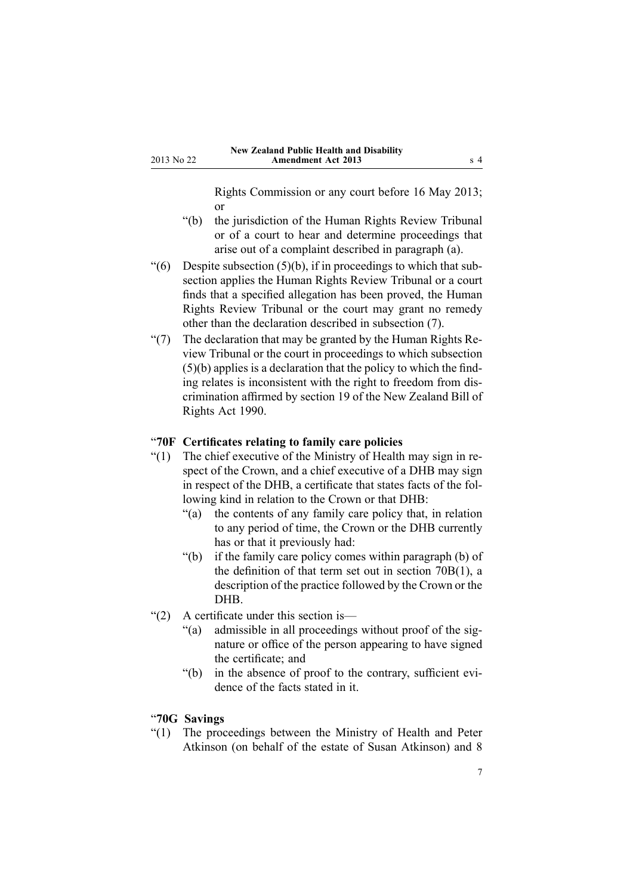Rights Commission or any court before 16 May 2013; or

"(b) the jurisdiction of the Human Rights Review Tribunal or of a court to hear and determine proceedings that arise out of a complaint described in paragraph (a).

"(6) Despite subsection (5)(b), if in proceedings to which that subsection applies the Human Rights Review Tribunal or a court finds that a specified allegation has been proved, the Human Rights Review Tribunal or the court may grant no remedy other than the declaration described in subsection (7).

"(7) The declaration that may be granted by the Human Rights Review Tribunal or the court in proceedings to which subsection (5)(b) applies is a declaration that the policy to which the finding relates is inconsistent with the right to freedom from discrimination affirmed by section 19 of the New Zealand Bill of Rights Act 1990.

"**70F Certificates relating to family care policies**

"(1) The chief executive of the Ministry of Health may sign in respect of the Crown, and a chief executive of a DHB may sign in respect of the DHB, a certificate that states facts of the following kind in relation to the Crown or that DHB:

"(a) the contents of any family care policy that, in relation to any period of time, the Crown or the DHB currently has or that it previously had:

"(b) if the family care policy comes within paragraph (b) of the definition of that term set out in section 70B(1), a description of the practice followed by the Crown or the DHB.

"(2) A certificate under this section is—

"(a) admissible in all proceedings without proof of the signature or office of the person appearing to have signed the certificate; and

"(b) in the absence of proof to the contrary, sufficient evidence of the facts stated in it.

"**70G Savings**

"(1) The proceedings between the Ministry of Health and Peter Atkinson (on behalf of the estate of Susan Atkinson) and 8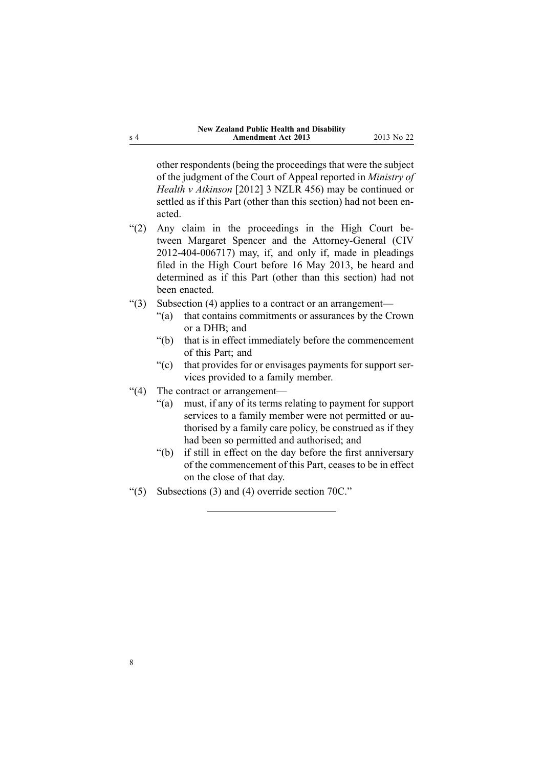other respondents (being the proceedings that were the subject of the judgment of the Court of Appeal reported in *Ministry of Health v Atkinson* [2012] 3 NZLR 456) may be continued or settled as if this Part (other than this section) had not been enacted.

"(2) Any claim in the proceedings in the High Court between Margaret Spencer and the Attorney-General (CIV 2012-404-006717) may, if, and only if, made in pleadings filed in the High Court before 16 May 2013, be heard and determined as if this Part (other than this section) had not been enacted.

"(3) Subsection (4) applies to a contract or an arrangement—

"(a) that contains commitments or assurances by the Crown or a DHB; and

"(b) that is in effect immediately before the commencement of this Part; and

"(c) that provides for or envisages payments for support services provided to a family member.

"(4) The contract or arrangement—

"(a) must, if any of its terms relating to payment for support services to a family member were not permitted or authorised by a family care policy, be construed as if they had been so permitted and authorised; and

"(b) if still in effect on the day before the first anniversary of the commencement of this Part, ceases to be in effect on the close of that day.

"(5) Subsections (3) and (4) override section 70C."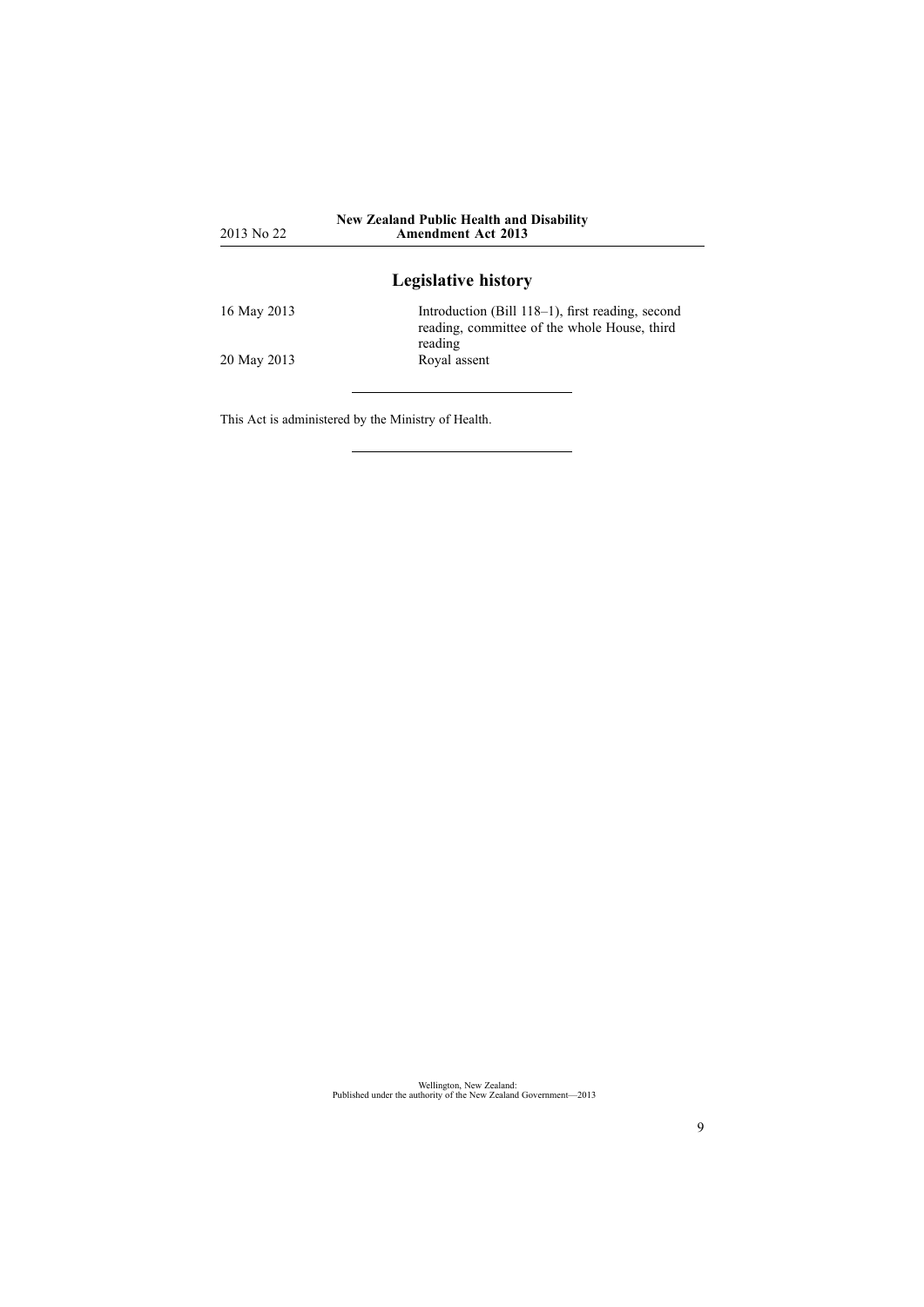## Legislative history

| | |
|---|---|
| 16 May 2013 | Introduction (Bill 118–1), first reading, second reading, committee of the whole House, third reading |
| 20 May 2013 | Royal assent |

This Act is administered by the Ministry of Health.

Wellington, New Zealand:
Published under the authority of the New Zealand Government—2013